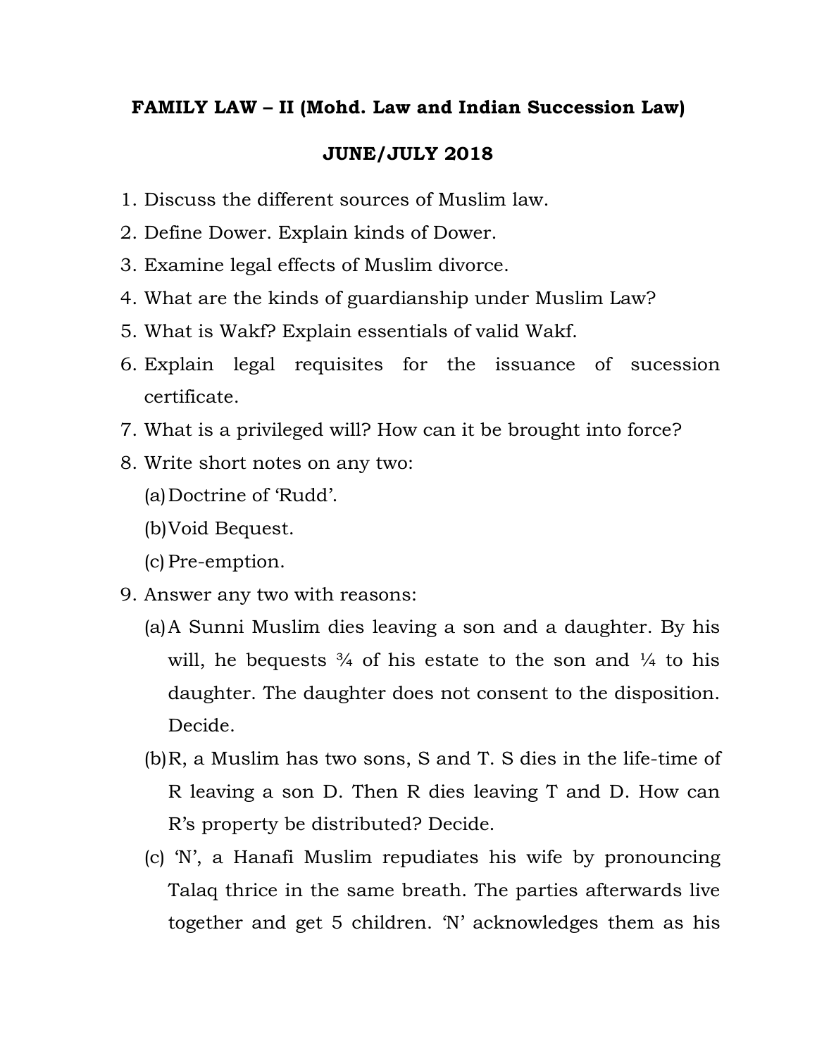## FAMILY LAW – II (Mohd. Law and Indian Succession Law)

## JUNE/JULY 2018

1. Discuss the different sources of Muslim law.
2. Define Dower. Explain kinds of Dower.
3. Examine legal effects of Muslim divorce.
4. What are the kinds of guardianship under Muslim Law?
5. What is Wakf? Explain essentials of valid Wakf.
6. Explain legal requisites for the issuance of sucession certificate.
7. What is a privileged will? How can it be brought into force?
8. Write short notes on any two:
   (a) Doctrine of 'Rudd'.
   (b) Void Bequest.
   (c) Pre-emption.
9. Answer any two with reasons:
   (a) A Sunni Muslim dies leaving a son and a daughter. By his will, he bequests ¾ of his estate to the son and ¼ to his daughter. The daughter does not consent to the disposition. Decide.
   (b) R, a Muslim has two sons, S and T. S dies in the life-time of R leaving a son D. Then R dies leaving T and D. How can R's property be distributed? Decide.
   (c) 'N', a Hanafi Muslim repudiates his wife by pronouncing Talaq thrice in the same breath. The parties afterwards live together and get 5 children. 'N' acknowledges them as his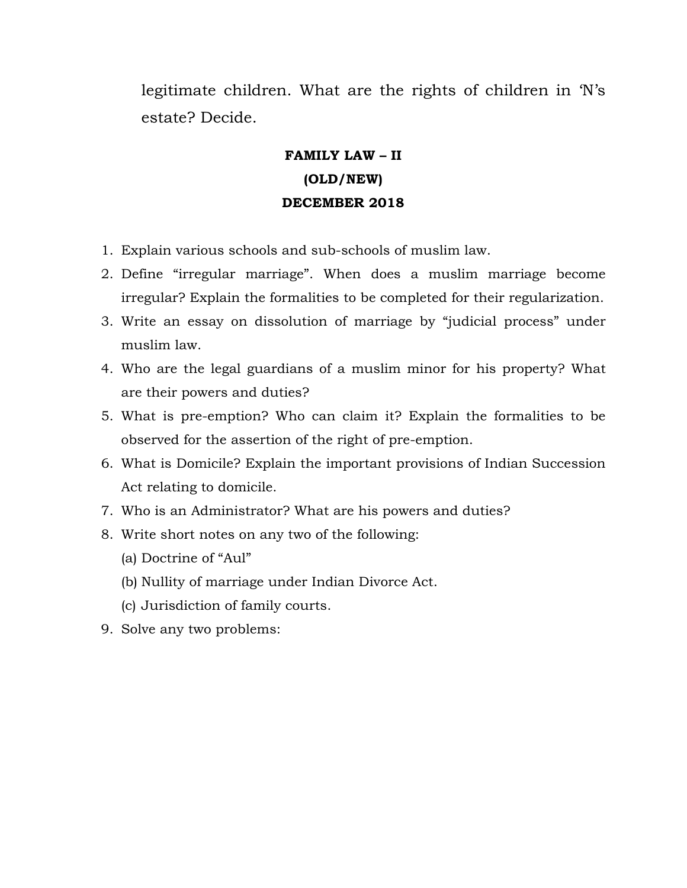legitimate children. What are the rights of children in 'N's estate? Decide.

**FAMILY LAW – II**

**(OLD/NEW)**

**DECEMBER 2018**

1. Explain various schools and sub-schools of muslim law.
2. Define "irregular marriage". When does a muslim marriage become irregular? Explain the formalities to be completed for their regularization.
3. Write an essay on dissolution of marriage by "judicial process" under muslim law.
4. Who are the legal guardians of a muslim minor for his property? What are their powers and duties?
5. What is pre-emption? Who can claim it? Explain the formalities to be observed for the assertion of the right of pre-emption.
6. What is Domicile? Explain the important provisions of Indian Succession Act relating to domicile.
7. Who is an Administrator? What are his powers and duties?
8. Write short notes on any two of the following:
   (a) Doctrine of "Aul"
   (b) Nullity of marriage under Indian Divorce Act.
   (c) Jurisdiction of family courts.
9. Solve any two problems: